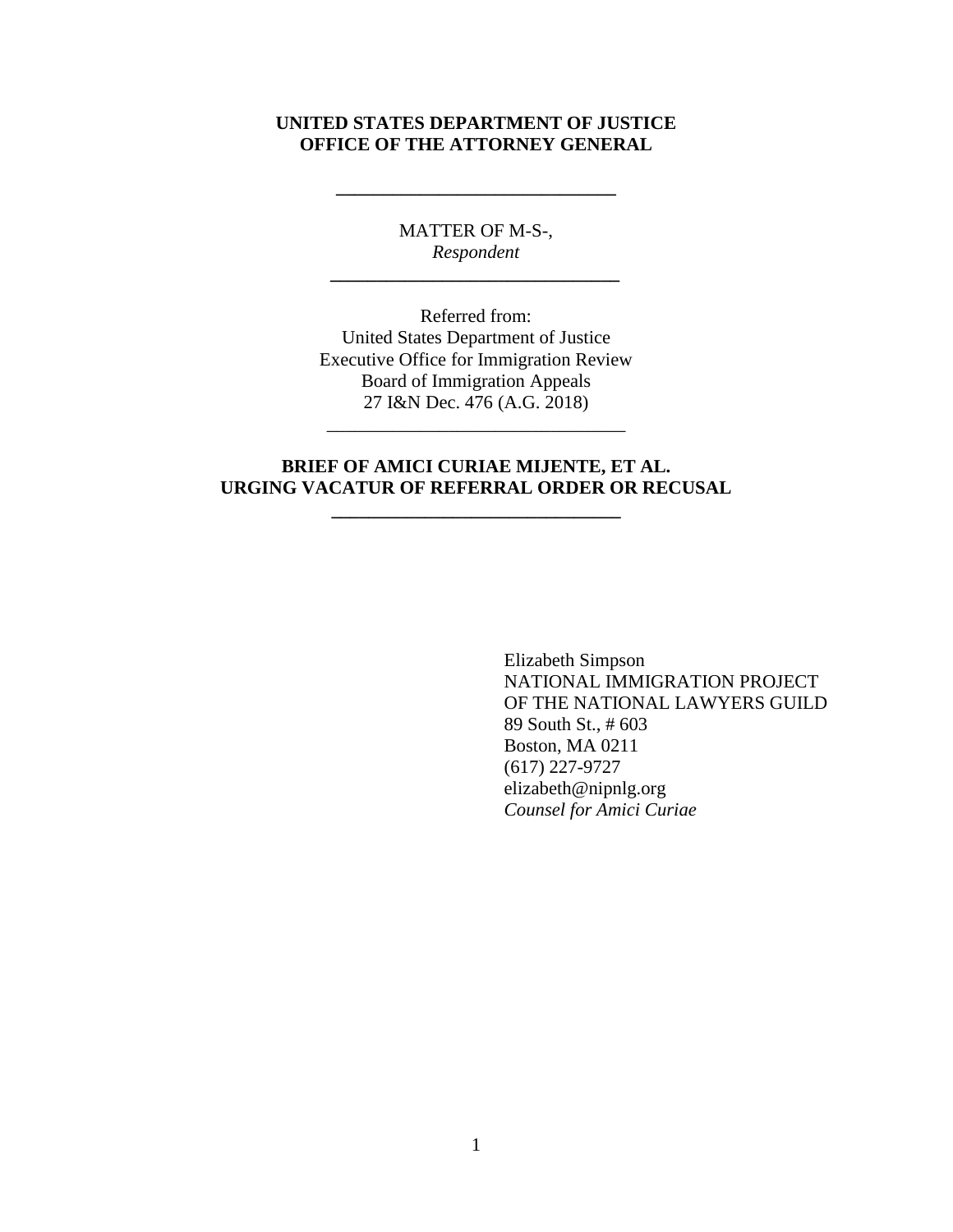**UNITED STATES DEPARTMENT OF JUSTICE**
**OFFICE OF THE ATTORNEY GENERAL**

---

MATTER OF M-S-,
*Respondent*

---

Referred from:
United States Department of Justice
Executive Office for Immigration Review
Board of Immigration Appeals
27 I&N Dec. 476 (A.G. 2018)

---

**BRIEF OF AMICI CURIAE MIJENTE, ET AL.**
**URGING VACATUR OF REFERRAL ORDER OR RECUSAL**

---

Elizabeth Simpson
NATIONAL IMMIGRATION PROJECT
OF THE NATIONAL LAWYERS GUILD
89 South St., # 603
Boston, MA 0211
(617) 227-9727
elizabeth@nipnlg.org
*Counsel for Amici Curiae*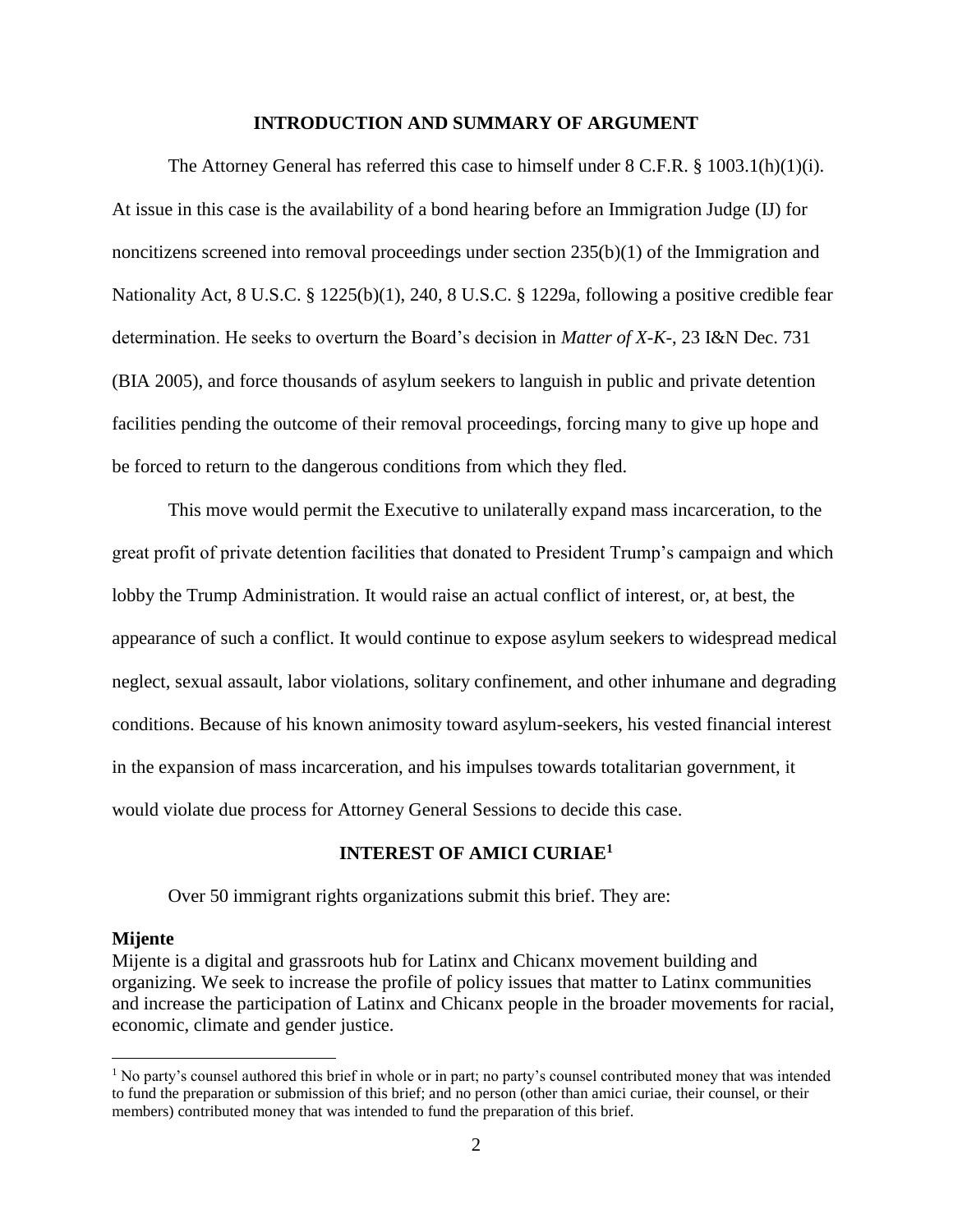## INTRODUCTION AND SUMMARY OF ARGUMENT

The Attorney General has referred this case to himself under 8 C.F.R. § 1003.1(h)(1)(i). At issue in this case is the availability of a bond hearing before an Immigration Judge (IJ) for noncitizens screened into removal proceedings under section 235(b)(1) of the Immigration and Nationality Act, 8 U.S.C. § 1225(b)(1), 240, 8 U.S.C. § 1229a, following a positive credible fear determination. He seeks to overturn the Board's decision in *Matter of X-K-*, 23 I&N Dec. 731 (BIA 2005), and force thousands of asylum seekers to languish in public and private detention facilities pending the outcome of their removal proceedings, forcing many to give up hope and be forced to return to the dangerous conditions from which they fled.

This move would permit the Executive to unilaterally expand mass incarceration, to the great profit of private detention facilities that donated to President Trump's campaign and which lobby the Trump Administration. It would raise an actual conflict of interest, or, at best, the appearance of such a conflict. It would continue to expose asylum seekers to widespread medical neglect, sexual assault, labor violations, solitary confinement, and other inhumane and degrading conditions. Because of his known animosity toward asylum-seekers, his vested financial interest in the expansion of mass incarceration, and his impulses towards totalitarian government, it would violate due process for Attorney General Sessions to decide this case.

## INTEREST OF AMICI CURIAE[1]

Over 50 immigrant rights organizations submit this brief. They are:

**Mijente**
Mijente is a digital and grassroots hub for Latinx and Chicanx movement building and organizing. We seek to increase the profile of policy issues that matter to Latinx communities and increase the participation of Latinx and Chicanx people in the broader movements for racial, economic, climate and gender justice.

[1] No party's counsel authored this brief in whole or in part; no party's counsel contributed money that was intended to fund the preparation or submission of this brief; and no person (other than amici curiae, their counsel, or their members) contributed money that was intended to fund the preparation of this brief.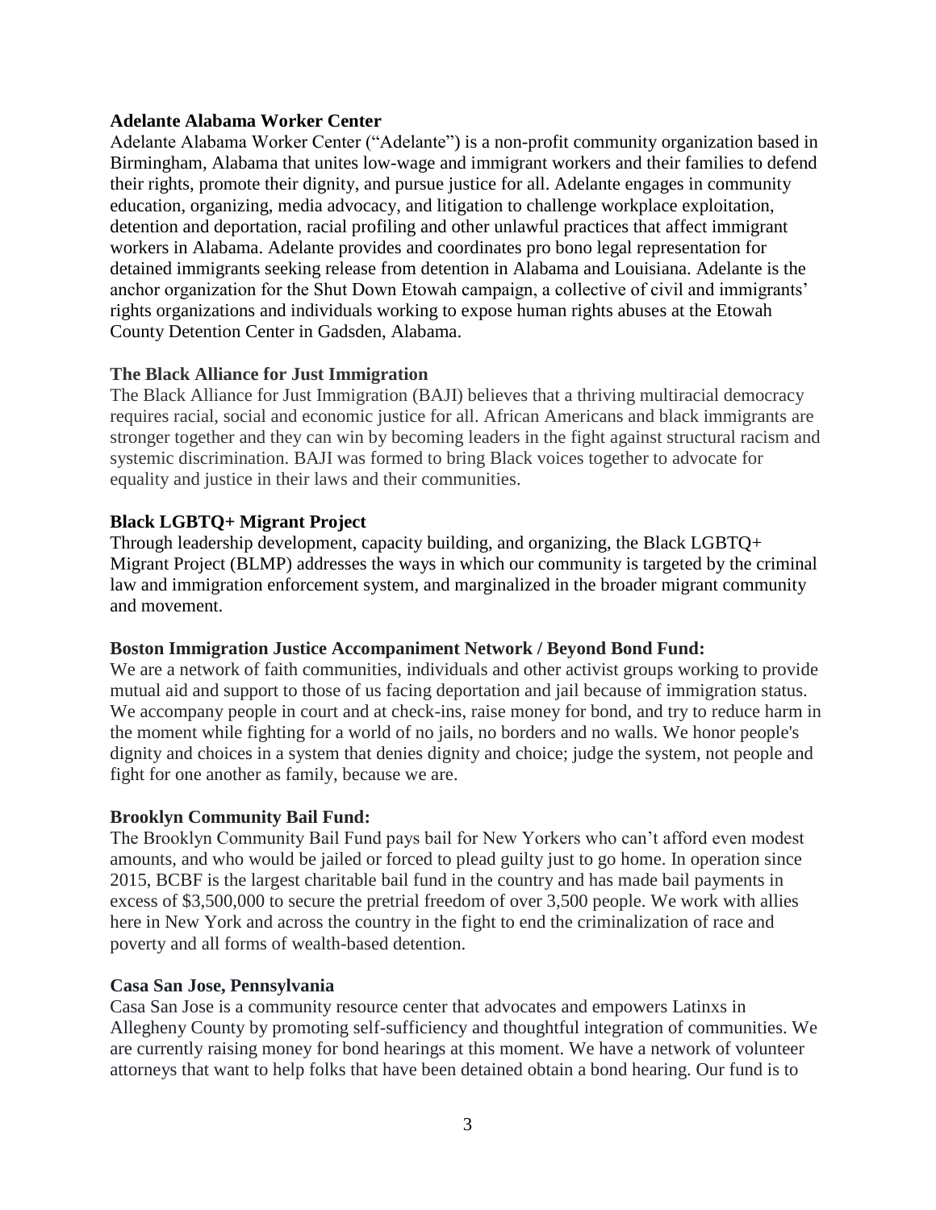**Adelante Alabama Worker Center**

Adelante Alabama Worker Center ("Adelante") is a non-profit community organization based in Birmingham, Alabama that unites low-wage and immigrant workers and their families to defend their rights, promote their dignity, and pursue justice for all. Adelante engages in community education, organizing, media advocacy, and litigation to challenge workplace exploitation, detention and deportation, racial profiling and other unlawful practices that affect immigrant workers in Alabama. Adelante provides and coordinates pro bono legal representation for detained immigrants seeking release from detention in Alabama and Louisiana. Adelante is the anchor organization for the Shut Down Etowah campaign, a collective of civil and immigrants' rights organizations and individuals working to expose human rights abuses at the Etowah County Detention Center in Gadsden, Alabama.

**The Black Alliance for Just Immigration**

The Black Alliance for Just Immigration (BAJI) believes that a thriving multiracial democracy requires racial, social and economic justice for all. African Americans and black immigrants are stronger together and they can win by becoming leaders in the fight against structural racism and systemic discrimination. BAJI was formed to bring Black voices together to advocate for equality and justice in their laws and their communities.

**Black LGBTQ+ Migrant Project**

Through leadership development, capacity building, and organizing, the Black LGBTQ+ Migrant Project (BLMP) addresses the ways in which our community is targeted by the criminal law and immigration enforcement system, and marginalized in the broader migrant community and movement.

**Boston Immigration Justice Accompaniment Network / Beyond Bond Fund:**

We are a network of faith communities, individuals and other activist groups working to provide mutual aid and support to those of us facing deportation and jail because of immigration status. We accompany people in court and at check-ins, raise money for bond, and try to reduce harm in the moment while fighting for a world of no jails, no borders and no walls. We honor people's dignity and choices in a system that denies dignity and choice; judge the system, not people and fight for one another as family, because we are.

**Brooklyn Community Bail Fund:**

The Brooklyn Community Bail Fund pays bail for New Yorkers who can't afford even modest amounts, and who would be jailed or forced to plead guilty just to go home. In operation since 2015, BCBF is the largest charitable bail fund in the country and has made bail payments in excess of $3,500,000 to secure the pretrial freedom of over 3,500 people. We work with allies here in New York and across the country in the fight to end the criminalization of race and poverty and all forms of wealth-based detention.

**Casa San Jose, Pennsylvania**

Casa San Jose is a community resource center that advocates and empowers Latinxs in Allegheny County by promoting self-sufficiency and thoughtful integration of communities. We are currently raising money for bond hearings at this moment. We have a network of volunteer attorneys that want to help folks that have been detained obtain a bond hearing. Our fund is to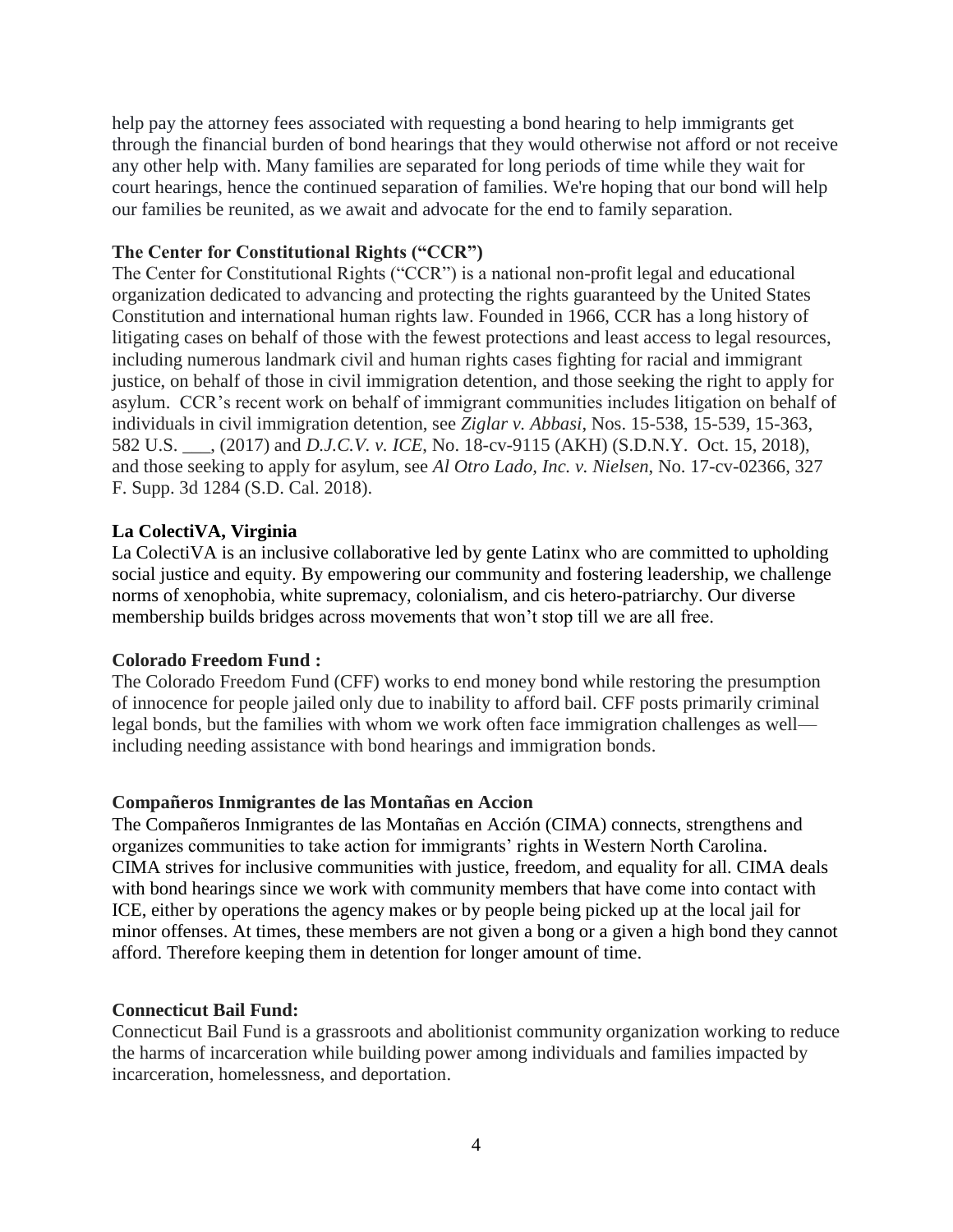help pay the attorney fees associated with requesting a bond hearing to help immigrants get through the financial burden of bond hearings that they would otherwise not afford or not receive any other help with. Many families are separated for long periods of time while they wait for court hearings, hence the continued separation of families. We're hoping that our bond will help our families be reunited, as we await and advocate for the end to family separation.

**The Center for Constitutional Rights ("CCR")**

The Center for Constitutional Rights ("CCR") is a national non-profit legal and educational organization dedicated to advancing and protecting the rights guaranteed by the United States Constitution and international human rights law. Founded in 1966, CCR has a long history of litigating cases on behalf of those with the fewest protections and least access to legal resources, including numerous landmark civil and human rights cases fighting for racial and immigrant justice, on behalf of those in civil immigration detention, and those seeking the right to apply for asylum. CCR's recent work on behalf of immigrant communities includes litigation on behalf of individuals in civil immigration detention, see *Ziglar v. Abbasi*, Nos. 15-538, 15-539, 15-363, 582 U.S. ___, (2017) and *D.J.C.V. v. ICE*, No. 18-cv-9115 (AKH) (S.D.N.Y. Oct. 15, 2018), and those seeking to apply for asylum, see *Al Otro Lado, Inc. v. Nielsen*, No. 17-cv-02366, 327 F. Supp. 3d 1284 (S.D. Cal. 2018).

**La ColectiVA, Virginia**

La ColectiVA is an inclusive collaborative led by gente Latinx who are committed to upholding social justice and equity. By empowering our community and fostering leadership, we challenge norms of xenophobia, white supremacy, colonialism, and cis hetero-patriarchy. Our diverse membership builds bridges across movements that won't stop till we are all free.

**Colorado Freedom Fund :**

The Colorado Freedom Fund (CFF) works to end money bond while restoring the presumption of innocence for people jailed only due to inability to afford bail. CFF posts primarily criminal legal bonds, but the families with whom we work often face immigration challenges as well—including needing assistance with bond hearings and immigration bonds.

**Compañeros Inmigrantes de las Montañas en Accion**

The Compañeros Inmigrantes de las Montañas en Acción (CIMA) connects, strengthens and organizes communities to take action for immigrants' rights in Western North Carolina. CIMA strives for inclusive communities with justice, freedom, and equality for all. CIMA deals with bond hearings since we work with community members that have come into contact with ICE, either by operations the agency makes or by people being picked up at the local jail for minor offenses. At times, these members are not given a bong or a given a high bond they cannot afford. Therefore keeping them in detention for longer amount of time.

**Connecticut Bail Fund:**

Connecticut Bail Fund is a grassroots and abolitionist community organization working to reduce the harms of incarceration while building power among individuals and families impacted by incarceration, homelessness, and deportation.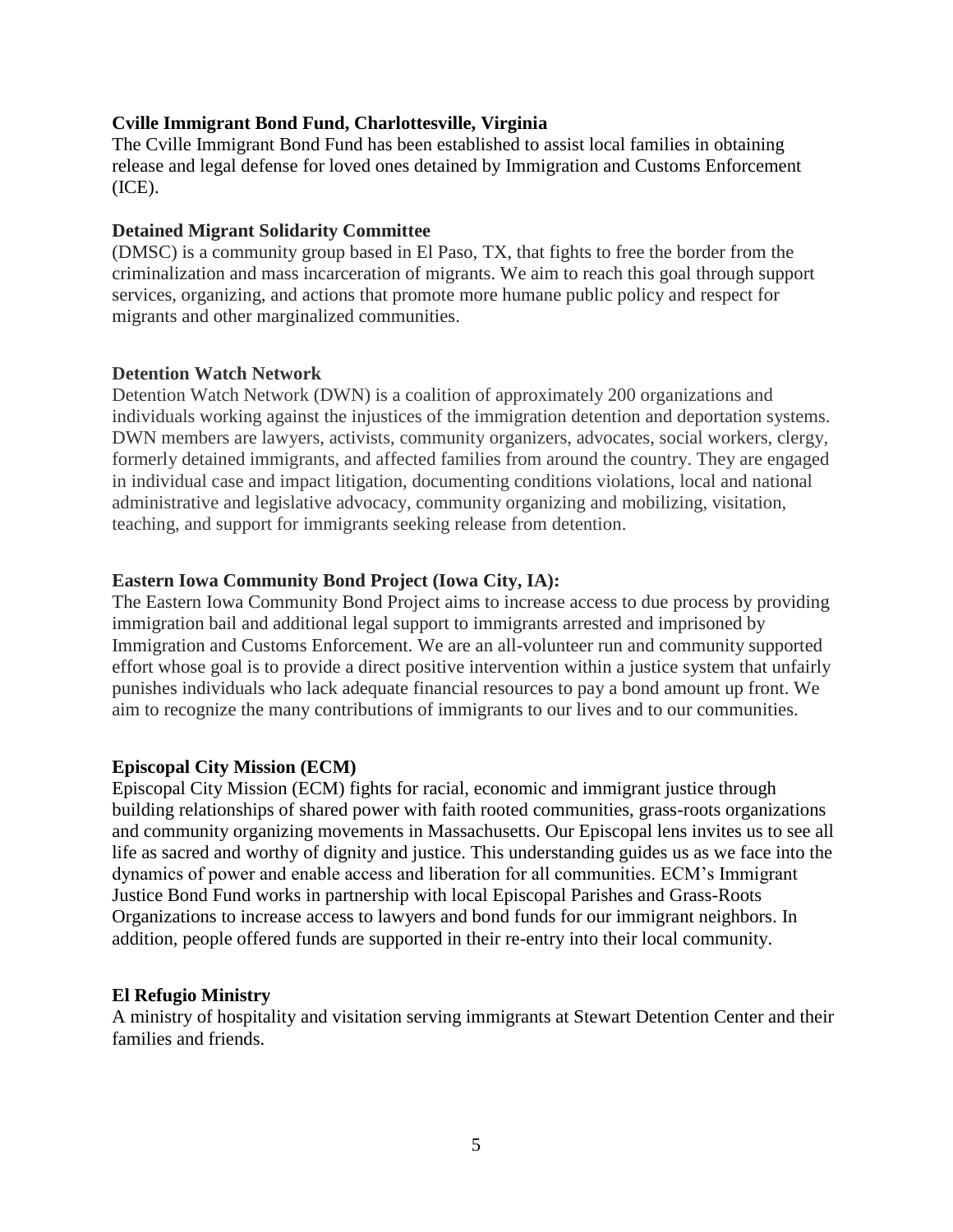**Cville Immigrant Bond Fund, Charlottesville, Virginia**
The Cville Immigrant Bond Fund has been established to assist local families in obtaining release and legal defense for loved ones detained by Immigration and Customs Enforcement (ICE).

**Detained Migrant Solidarity Committee**
(DMSC) is a community group based in El Paso, TX, that fights to free the border from the criminalization and mass incarceration of migrants. We aim to reach this goal through support services, organizing, and actions that promote more humane public policy and respect for migrants and other marginalized communities.

**Detention Watch Network**
Detention Watch Network (DWN) is a coalition of approximately 200 organizations and individuals working against the injustices of the immigration detention and deportation systems. DWN members are lawyers, activists, community organizers, advocates, social workers, clergy, formerly detained immigrants, and affected families from around the country. They are engaged in individual case and impact litigation, documenting conditions violations, local and national administrative and legislative advocacy, community organizing and mobilizing, visitation, teaching, and support for immigrants seeking release from detention.

**Eastern Iowa Community Bond Project (Iowa City, IA):**
The Eastern Iowa Community Bond Project aims to increase access to due process by providing immigration bail and additional legal support to immigrants arrested and imprisoned by Immigration and Customs Enforcement. We are an all-volunteer run and community supported effort whose goal is to provide a direct positive intervention within a justice system that unfairly punishes individuals who lack adequate financial resources to pay a bond amount up front. We aim to recognize the many contributions of immigrants to our lives and to our communities.

**Episcopal City Mission (ECM)**
Episcopal City Mission (ECM) fights for racial, economic and immigrant justice through building relationships of shared power with faith rooted communities, grass-roots organizations and community organizing movements in Massachusetts. Our Episcopal lens invites us to see all life as sacred and worthy of dignity and justice. This understanding guides us as we face into the dynamics of power and enable access and liberation for all communities. ECM's Immigrant Justice Bond Fund works in partnership with local Episcopal Parishes and Grass-Roots Organizations to increase access to lawyers and bond funds for our immigrant neighbors. In addition, people offered funds are supported in their re-entry into their local community.

**El Refugio Ministry**
A ministry of hospitality and visitation serving immigrants at Stewart Detention Center and their families and friends.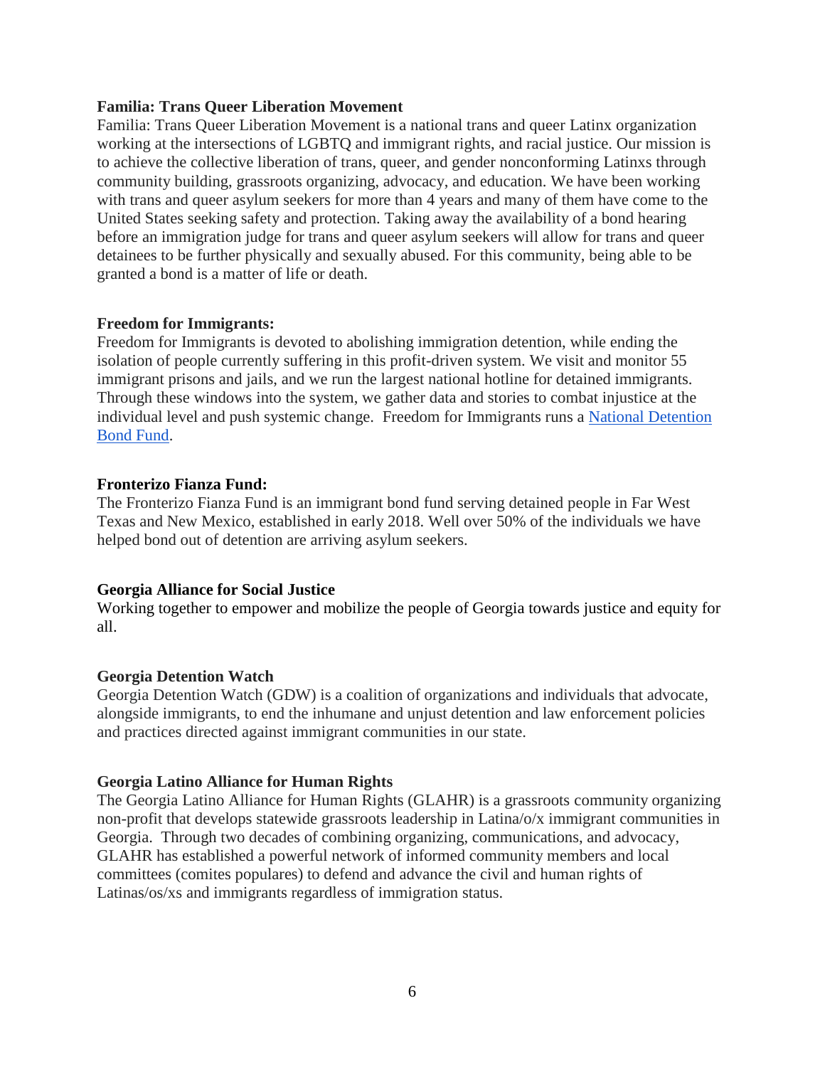**Familia: Trans Queer Liberation Movement**

Familia: Trans Queer Liberation Movement is a national trans and queer Latinx organization working at the intersections of LGBTQ and immigrant rights, and racial justice. Our mission is to achieve the collective liberation of trans, queer, and gender nonconforming Latinxs through community building, grassroots organizing, advocacy, and education. We have been working with trans and queer asylum seekers for more than 4 years and many of them have come to the United States seeking safety and protection. Taking away the availability of a bond hearing before an immigration judge for trans and queer asylum seekers will allow for trans and queer detainees to be further physically and sexually abused. For this community, being able to be granted a bond is a matter of life or death.

**Freedom for Immigrants:**

Freedom for Immigrants is devoted to abolishing immigration detention, while ending the isolation of people currently suffering in this profit-driven system. We visit and monitor 55 immigrant prisons and jails, and we run the largest national hotline for detained immigrants. Through these windows into the system, we gather data and stories to combat injustice at the individual level and push systemic change. Freedom for Immigrants runs a National Detention Bond Fund.

**Fronterizo Fianza Fund:**

The Fronterizo Fianza Fund is an immigrant bond fund serving detained people in Far West Texas and New Mexico, established in early 2018. Well over 50% of the individuals we have helped bond out of detention are arriving asylum seekers.

**Georgia Alliance for Social Justice**

Working together to empower and mobilize the people of Georgia towards justice and equity for all.

**Georgia Detention Watch**

Georgia Detention Watch (GDW) is a coalition of organizations and individuals that advocate, alongside immigrants, to end the inhumane and unjust detention and law enforcement policies and practices directed against immigrant communities in our state.

**Georgia Latino Alliance for Human Rights**

The Georgia Latino Alliance for Human Rights (GLAHR) is a grassroots community organizing non-profit that develops statewide grassroots leadership in Latina/o/x immigrant communities in Georgia. Through two decades of combining organizing, communications, and advocacy, GLAHR has established a powerful network of informed community members and local committees (comites populares) to defend and advance the civil and human rights of Latinas/os/xs and immigrants regardless of immigration status.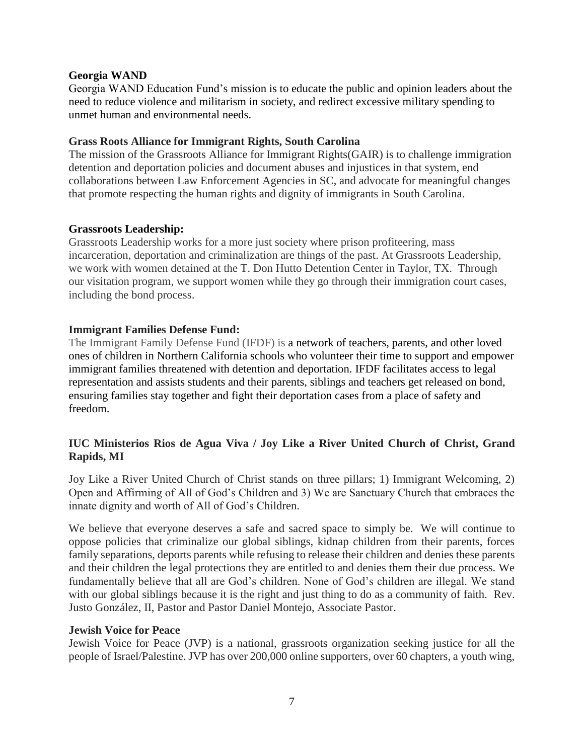**Georgia WAND**

Georgia WAND Education Fund's mission is to educate the public and opinion leaders about the need to reduce violence and militarism in society, and redirect excessive military spending to unmet human and environmental needs.

**Grass Roots Alliance for Immigrant Rights, South Carolina**

The mission of the Grassroots Alliance for Immigrant Rights(GAIR) is to challenge immigration detention and deportation policies and document abuses and injustices in that system, end collaborations between Law Enforcement Agencies in SC, and advocate for meaningful changes that promote respecting the human rights and dignity of immigrants in South Carolina.

**Grassroots Leadership:**

Grassroots Leadership works for a more just society where prison profiteering, mass incarceration, deportation and criminalization are things of the past. At Grassroots Leadership, we work with women detained at the T. Don Hutto Detention Center in Taylor, TX. Through our visitation program, we support women while they go through their immigration court cases, including the bond process.

**Immigrant Families Defense Fund:**

The Immigrant Family Defense Fund (IFDF) is a network of teachers, parents, and other loved ones of children in Northern California schools who volunteer their time to support and empower immigrant families threatened with detention and deportation. IFDF facilitates access to legal representation and assists students and their parents, siblings and teachers get released on bond, ensuring families stay together and fight their deportation cases from a place of safety and freedom.

**IUC Ministerios Rios de Agua Viva / Joy Like a River United Church of Christ, Grand Rapids, MI**

Joy Like a River United Church of Christ stands on three pillars; 1) Immigrant Welcoming, 2) Open and Affirming of All of God's Children and 3) We are Sanctuary Church that embraces the innate dignity and worth of All of God's Children.

We believe that everyone deserves a safe and sacred space to simply be. We will continue to oppose policies that criminalize our global siblings, kidnap children from their parents, forces family separations, deports parents while refusing to release their children and denies these parents and their children the legal protections they are entitled to and denies them their due process. We fundamentally believe that all are God's children. None of God's children are illegal. We stand with our global siblings because it is the right and just thing to do as a community of faith. Rev. Justo González, II, Pastor and Pastor Daniel Montejo, Associate Pastor.

**Jewish Voice for Peace**

Jewish Voice for Peace (JVP) is a national, grassroots organization seeking justice for all the people of Israel/Palestine. JVP has over 200,000 online supporters, over 60 chapters, a youth wing,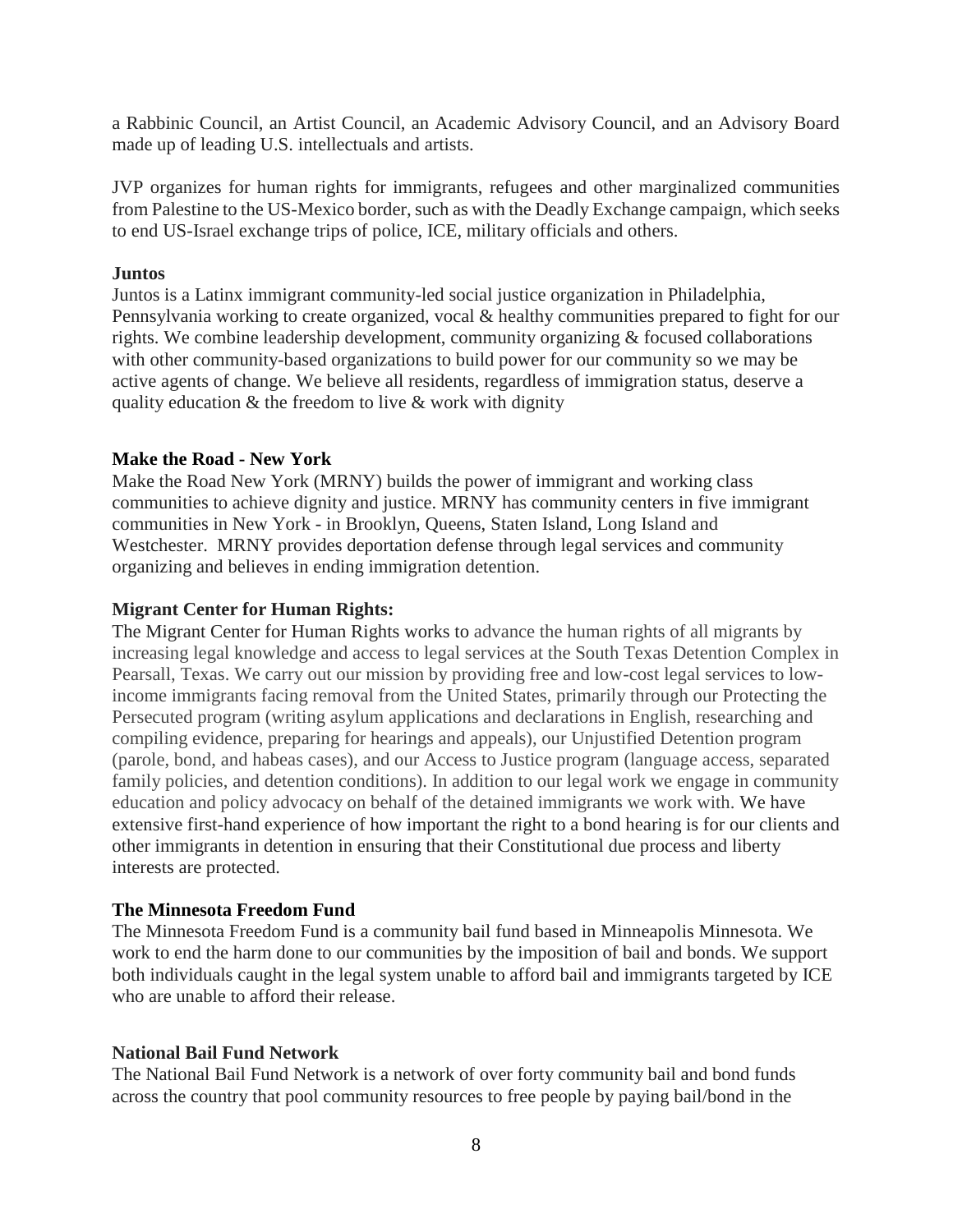a Rabbinic Council, an Artist Council, an Academic Advisory Council, and an Advisory Board made up of leading U.S. intellectuals and artists.

JVP organizes for human rights for immigrants, refugees and other marginalized communities from Palestine to the US-Mexico border, such as with the Deadly Exchange campaign, which seeks to end US-Israel exchange trips of police, ICE, military officials and others.

**Juntos**

Juntos is a Latinx immigrant community-led social justice organization in Philadelphia, Pennsylvania working to create organized, vocal & healthy communities prepared to fight for our rights. We combine leadership development, community organizing & focused collaborations with other community-based organizations to build power for our community so we may be active agents of change. We believe all residents, regardless of immigration status, deserve a quality education & the freedom to live & work with dignity

**Make the Road - New York**

Make the Road New York (MRNY) builds the power of immigrant and working class communities to achieve dignity and justice. MRNY has community centers in five immigrant communities in New York - in Brooklyn, Queens, Staten Island, Long Island and Westchester. MRNY provides deportation defense through legal services and community organizing and believes in ending immigration detention.

**Migrant Center for Human Rights:**

The Migrant Center for Human Rights works to advance the human rights of all migrants by increasing legal knowledge and access to legal services at the South Texas Detention Complex in Pearsall, Texas. We carry out our mission by providing free and low-cost legal services to low-income immigrants facing removal from the United States, primarily through our Protecting the Persecuted program (writing asylum applications and declarations in English, researching and compiling evidence, preparing for hearings and appeals), our Unjustified Detention program (parole, bond, and habeas cases), and our Access to Justice program (language access, separated family policies, and detention conditions). In addition to our legal work we engage in community education and policy advocacy on behalf of the detained immigrants we work with. We have extensive first-hand experience of how important the right to a bond hearing is for our clients and other immigrants in detention in ensuring that their Constitutional due process and liberty interests are protected.

**The Minnesota Freedom Fund**

The Minnesota Freedom Fund is a community bail fund based in Minneapolis Minnesota. We work to end the harm done to our communities by the imposition of bail and bonds. We support both individuals caught in the legal system unable to afford bail and immigrants targeted by ICE who are unable to afford their release.

**National Bail Fund Network**

The National Bail Fund Network is a network of over forty community bail and bond funds across the country that pool community resources to free people by paying bail/bond in the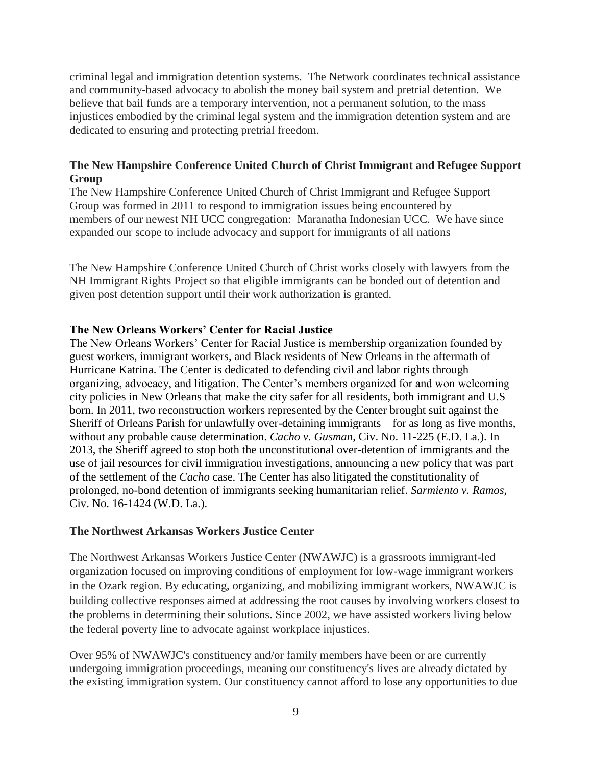criminal legal and immigration detention systems. The Network coordinates technical assistance and community-based advocacy to abolish the money bail system and pretrial detention. We believe that bail funds are a temporary intervention, not a permanent solution, to the mass injustices embodied by the criminal legal system and the immigration detention system and are dedicated to ensuring and protecting pretrial freedom.

**The New Hampshire Conference United Church of Christ Immigrant and Refugee Support Group**

The New Hampshire Conference United Church of Christ Immigrant and Refugee Support Group was formed in 2011 to respond to immigration issues being encountered by members of our newest NH UCC congregation: Maranatha Indonesian UCC. We have since expanded our scope to include advocacy and support for immigrants of all nations

The New Hampshire Conference United Church of Christ works closely with lawyers from the NH Immigrant Rights Project so that eligible immigrants can be bonded out of detention and given post detention support until their work authorization is granted.

**The New Orleans Workers' Center for Racial Justice**

The New Orleans Workers' Center for Racial Justice is membership organization founded by guest workers, immigrant workers, and Black residents of New Orleans in the aftermath of Hurricane Katrina. The Center is dedicated to defending civil and labor rights through organizing, advocacy, and litigation. The Center's members organized for and won welcoming city policies in New Orleans that make the city safer for all residents, both immigrant and U.S born. In 2011, two reconstruction workers represented by the Center brought suit against the Sheriff of Orleans Parish for unlawfully over-detaining immigrants—for as long as five months, without any probable cause determination. *Cacho v. Gusman*, Civ. No. 11-225 (E.D. La.). In 2013, the Sheriff agreed to stop both the unconstitutional over-detention of immigrants and the use of jail resources for civil immigration investigations, announcing a new policy that was part of the settlement of the *Cacho* case. The Center has also litigated the constitutionality of prolonged, no-bond detention of immigrants seeking humanitarian relief. *Sarmiento v. Ramos*, Civ. No. 16-1424 (W.D. La.).

**The Northwest Arkansas Workers Justice Center**

The Northwest Arkansas Workers Justice Center (NWAWJC) is a grassroots immigrant-led organization focused on improving conditions of employment for low-wage immigrant workers in the Ozark region. By educating, organizing, and mobilizing immigrant workers, NWAWJC is building collective responses aimed at addressing the root causes by involving workers closest to the problems in determining their solutions. Since 2002, we have assisted workers living below the federal poverty line to advocate against workplace injustices.

Over 95% of NWAWJC's constituency and/or family members have been or are currently undergoing immigration proceedings, meaning our constituency's lives are already dictated by the existing immigration system. Our constituency cannot afford to lose any opportunities to due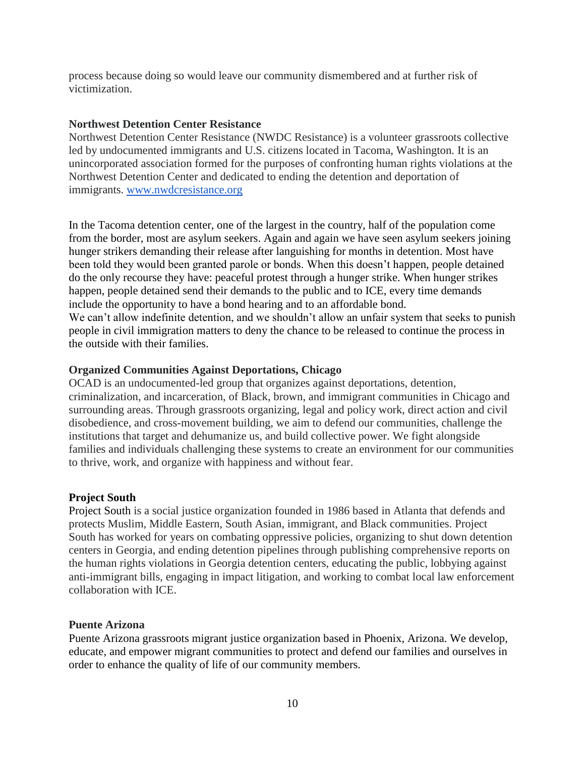process because doing so would leave our community dismembered and at further risk of victimization.

**Northwest Detention Center Resistance**
Northwest Detention Center Resistance (NWDC Resistance) is a volunteer grassroots collective led by undocumented immigrants and U.S. citizens located in Tacoma, Washington. It is an unincorporated association formed for the purposes of confronting human rights violations at the Northwest Detention Center and dedicated to ending the detention and deportation of immigrants. [www.nwdcresistance.org](www.nwdcresistance.org)

In the Tacoma detention center, one of the largest in the country, half of the population come from the border, most are asylum seekers. Again and again we have seen asylum seekers joining hunger strikers demanding their release after languishing for months in detention. Most have been told they would been granted parole or bonds. When this doesn't happen, people detained do the only recourse they have: peaceful protest through a hunger strike. When hunger strikes happen, people detained send their demands to the public and to ICE, every time demands include the opportunity to have a bond hearing and to an affordable bond.
We can't allow indefinite detention, and we shouldn't allow an unfair system that seeks to punish people in civil immigration matters to deny the chance to be released to continue the process in the outside with their families.

**Organized Communities Against Deportations, Chicago**
OCAD is an undocumented-led group that organizes against deportations, detention, criminalization, and incarceration, of Black, brown, and immigrant communities in Chicago and surrounding areas. Through grassroots organizing, legal and policy work, direct action and civil disobedience, and cross-movement building, we aim to defend our communities, challenge the institutions that target and dehumanize us, and build collective power. We fight alongside families and individuals challenging these systems to create an environment for our communities to thrive, work, and organize with happiness and without fear.

**Project South**
Project South is a social justice organization founded in 1986 based in Atlanta that defends and protects Muslim, Middle Eastern, South Asian, immigrant, and Black communities. Project South has worked for years on combating oppressive policies, organizing to shut down detention centers in Georgia, and ending detention pipelines through publishing comprehensive reports on the human rights violations in Georgia detention centers, educating the public, lobbying against anti-immigrant bills, engaging in impact litigation, and working to combat local law enforcement collaboration with ICE.

**Puente Arizona**
Puente Arizona grassroots migrant justice organization based in Phoenix, Arizona. We develop, educate, and empower migrant communities to protect and defend our families and ourselves in order to enhance the quality of life of our community members.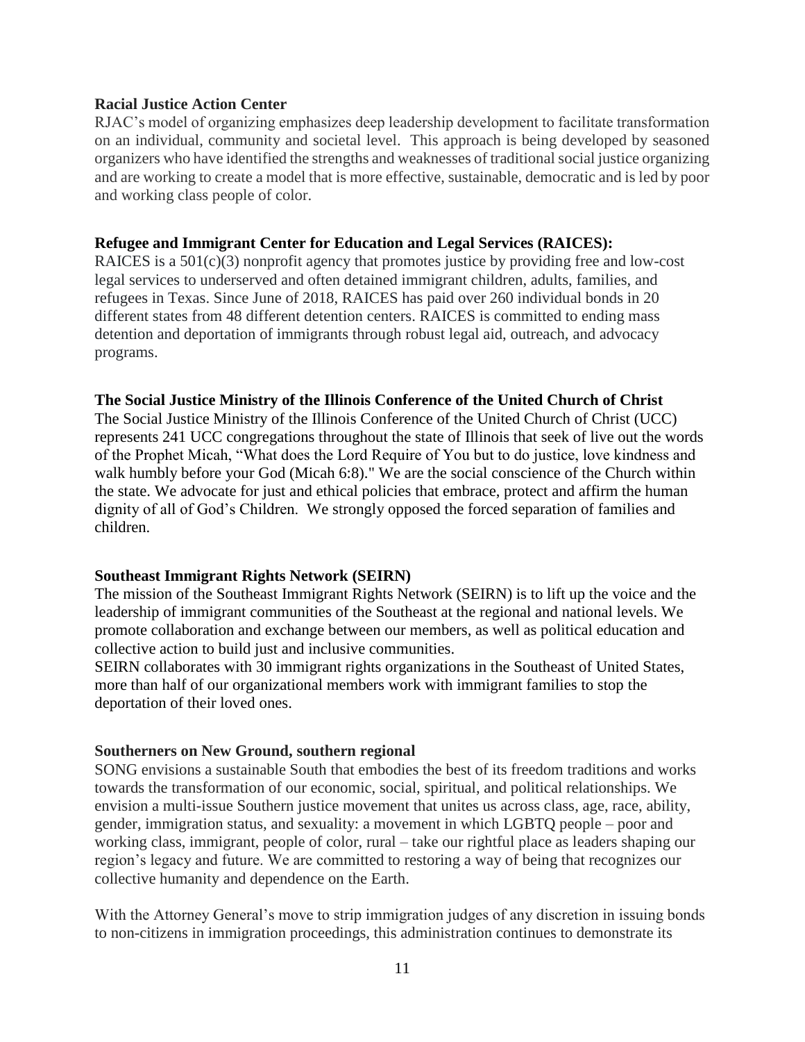**Racial Justice Action Center**

RJAC's model of organizing emphasizes deep leadership development to facilitate transformation on an individual, community and societal level. This approach is being developed by seasoned organizers who have identified the strengths and weaknesses of traditional social justice organizing and are working to create a model that is more effective, sustainable, democratic and is led by poor and working class people of color.

**Refugee and Immigrant Center for Education and Legal Services (RAICES):**

RAICES is a 501(c)(3) nonprofit agency that promotes justice by providing free and low-cost legal services to underserved and often detained immigrant children, adults, families, and refugees in Texas. Since June of 2018, RAICES has paid over 260 individual bonds in 20 different states from 48 different detention centers. RAICES is committed to ending mass detention and deportation of immigrants through robust legal aid, outreach, and advocacy programs.

**The Social Justice Ministry of the Illinois Conference of the United Church of Christ**

The Social Justice Ministry of the Illinois Conference of the United Church of Christ (UCC) represents 241 UCC congregations throughout the state of Illinois that seek of live out the words of the Prophet Micah, "What does the Lord Require of You but to do justice, love kindness and walk humbly before your God (Micah 6:8)." We are the social conscience of the Church within the state. We advocate for just and ethical policies that embrace, protect and affirm the human dignity of all of God's Children. We strongly opposed the forced separation of families and children.

**Southeast Immigrant Rights Network (SEIRN)**

The mission of the Southeast Immigrant Rights Network (SEIRN) is to lift up the voice and the leadership of immigrant communities of the Southeast at the regional and national levels. We promote collaboration and exchange between our members, as well as political education and collective action to build just and inclusive communities.

SEIRN collaborates with 30 immigrant rights organizations in the Southeast of United States, more than half of our organizational members work with immigrant families to stop the deportation of their loved ones.

**Southerners on New Ground, southern regional**

SONG envisions a sustainable South that embodies the best of its freedom traditions and works towards the transformation of our economic, social, spiritual, and political relationships. We envision a multi-issue Southern justice movement that unites us across class, age, race, ability, gender, immigration status, and sexuality: a movement in which LGBTQ people – poor and working class, immigrant, people of color, rural – take our rightful place as leaders shaping our region's legacy and future. We are committed to restoring a way of being that recognizes our collective humanity and dependence on the Earth.

With the Attorney General's move to strip immigration judges of any discretion in issuing bonds to non-citizens in immigration proceedings, this administration continues to demonstrate its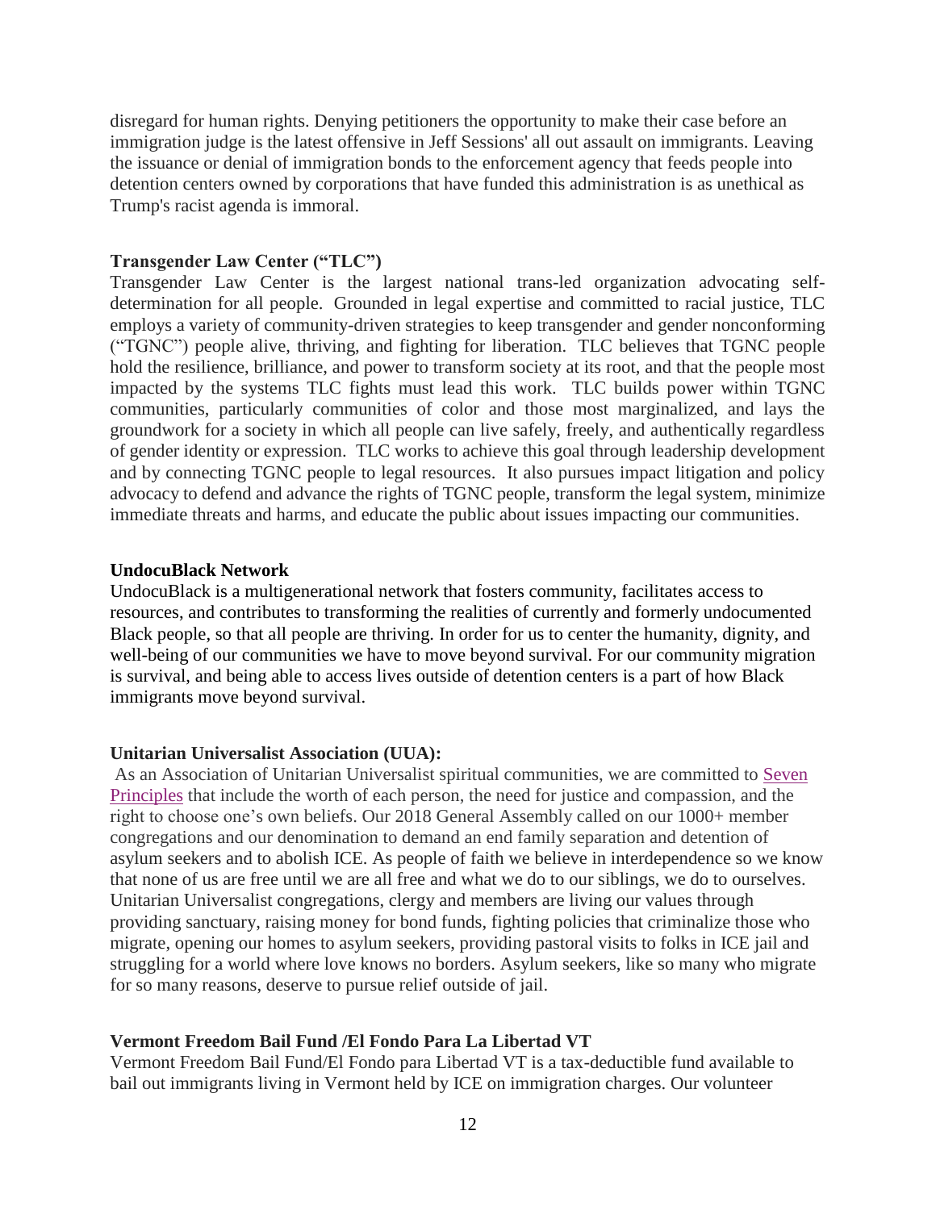disregard for human rights. Denying petitioners the opportunity to make their case before an immigration judge is the latest offensive in Jeff Sessions' all out assault on immigrants. Leaving the issuance or denial of immigration bonds to the enforcement agency that feeds people into detention centers owned by corporations that have funded this administration is as unethical as Trump's racist agenda is immoral.

**Transgender Law Center ("TLC")**

Transgender Law Center is the largest national trans-led organization advocating self-determination for all people. Grounded in legal expertise and committed to racial justice, TLC employs a variety of community-driven strategies to keep transgender and gender nonconforming ("TGNC") people alive, thriving, and fighting for liberation. TLC believes that TGNC people hold the resilience, brilliance, and power to transform society at its root, and that the people most impacted by the systems TLC fights must lead this work. TLC builds power within TGNC communities, particularly communities of color and those most marginalized, and lays the groundwork for a society in which all people can live safely, freely, and authentically regardless of gender identity or expression. TLC works to achieve this goal through leadership development and by connecting TGNC people to legal resources. It also pursues impact litigation and policy advocacy to defend and advance the rights of TGNC people, transform the legal system, minimize immediate threats and harms, and educate the public about issues impacting our communities.

**UndocuBlack Network**

UndocuBlack is a multigenerational network that fosters community, facilitates access to resources, and contributes to transforming the realities of currently and formerly undocumented Black people, so that all people are thriving. In order for us to center the humanity, dignity, and well-being of our communities we have to move beyond survival. For our community migration is survival, and being able to access lives outside of detention centers is a part of how Black immigrants move beyond survival.

**Unitarian Universalist Association (UUA):**

As an Association of Unitarian Universalist spiritual communities, we are committed to Seven Principles that include the worth of each person, the need for justice and compassion, and the right to choose one's own beliefs. Our 2018 General Assembly called on our 1000+ member congregations and our denomination to demand an end family separation and detention of asylum seekers and to abolish ICE. As people of faith we believe in interdependence so we know that none of us are free until we are all free and what we do to our siblings, we do to ourselves. Unitarian Universalist congregations, clergy and members are living our values through providing sanctuary, raising money for bond funds, fighting policies that criminalize those who migrate, opening our homes to asylum seekers, providing pastoral visits to folks in ICE jail and struggling for a world where love knows no borders. Asylum seekers, like so many who migrate for so many reasons, deserve to pursue relief outside of jail.

**Vermont Freedom Bail Fund /El Fondo Para La Libertad VT**

Vermont Freedom Bail Fund/El Fondo para Libertad VT is a tax-deductible fund available to bail out immigrants living in Vermont held by ICE on immigration charges. Our volunteer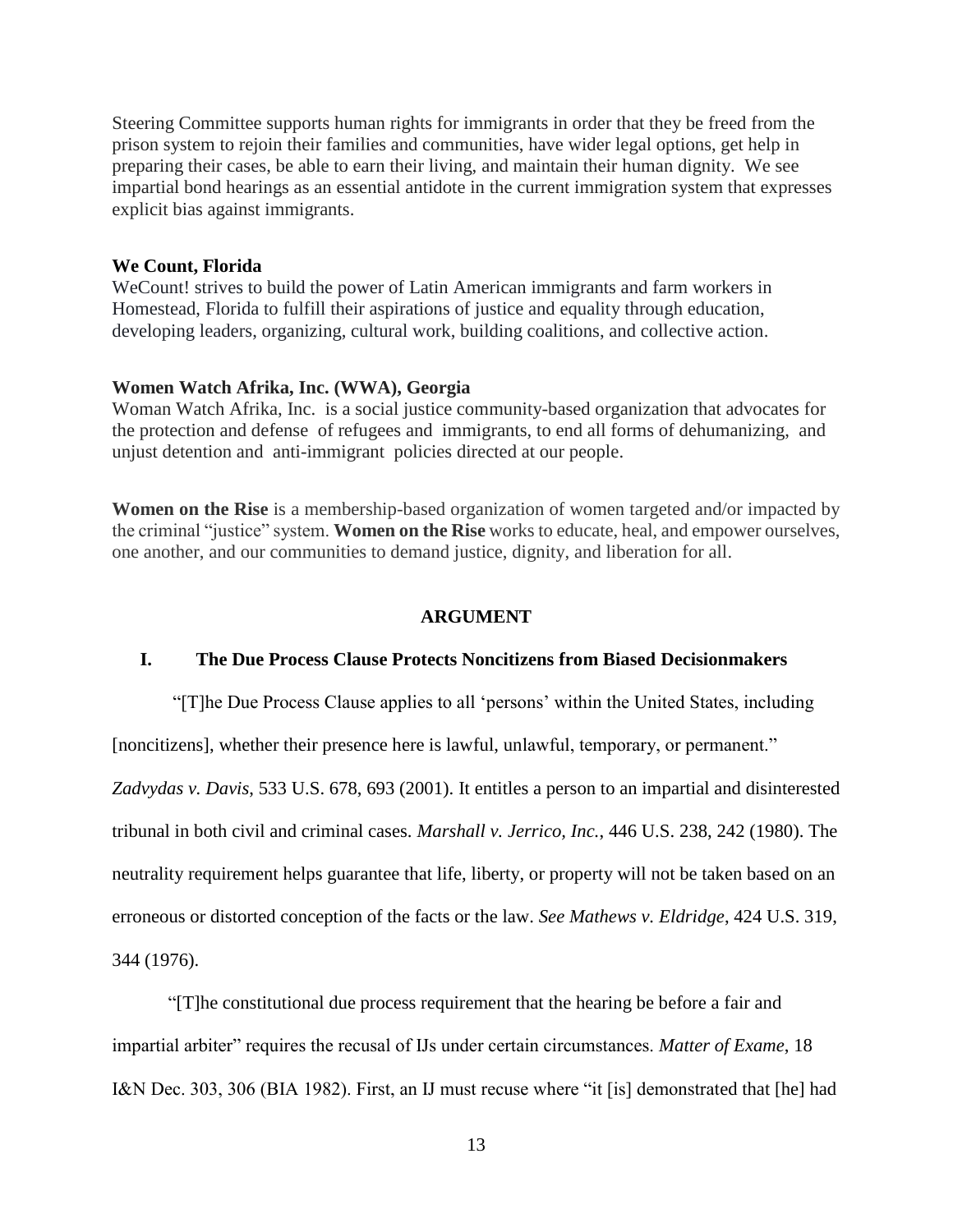Steering Committee supports human rights for immigrants in order that they be freed from the prison system to rejoin their families and communities, have wider legal options, get help in preparing their cases, be able to earn their living, and maintain their human dignity. We see impartial bond hearings as an essential antidote in the current immigration system that expresses explicit bias against immigrants.

**We Count, Florida**
WeCount! strives to build the power of Latin American immigrants and farm workers in Homestead, Florida to fulfill their aspirations of justice and equality through education, developing leaders, organizing, cultural work, building coalitions, and collective action.

**Women Watch Afrika, Inc. (WWA), Georgia**
Woman Watch Afrika, Inc. is a social justice community-based organization that advocates for the protection and defense of refugees and immigrants, to end all forms of dehumanizing, and unjust detention and anti-immigrant policies directed at our people.

**Women on the Rise** is a membership-based organization of women targeted and/or impacted by the criminal "justice" system. **Women on the Rise** works to educate, heal, and empower ourselves, one another, and our communities to demand justice, dignity, and liberation for all.

## ARGUMENT

### I. The Due Process Clause Protects Noncitizens from Biased Decisionmakers

"[T]he Due Process Clause applies to all 'persons' within the United States, including [noncitizens], whether their presence here is lawful, unlawful, temporary, or permanent." *Zadvydas v. Davis*, 533 U.S. 678, 693 (2001). It entitles a person to an impartial and disinterested tribunal in both civil and criminal cases. *Marshall v. Jerrico, Inc.*, 446 U.S. 238, 242 (1980). The neutrality requirement helps guarantee that life, liberty, or property will not be taken based on an erroneous or distorted conception of the facts or the law. *See Mathews v. Eldridge*, 424 U.S. 319, 344 (1976).

"[T]he constitutional due process requirement that the hearing be before a fair and impartial arbiter" requires the recusal of IJs under certain circumstances. *Matter of Exame*, 18 I&N Dec. 303, 306 (BIA 1982). First, an IJ must recuse where "it [is] demonstrated that [he] had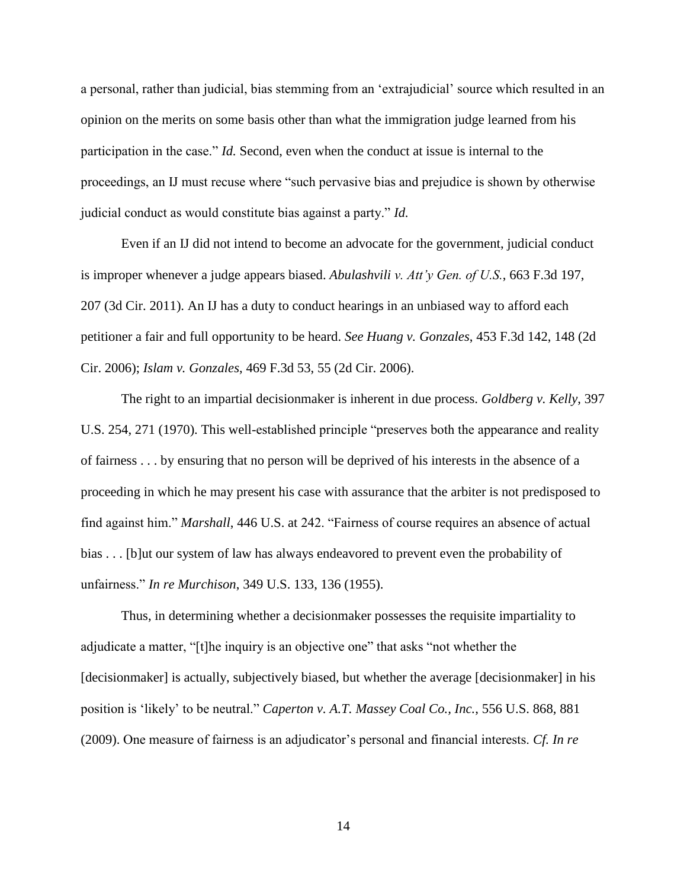a personal, rather than judicial, bias stemming from an 'extrajudicial' source which resulted in an opinion on the merits on some basis other than what the immigration judge learned from his participation in the case." *Id.* Second, even when the conduct at issue is internal to the proceedings, an IJ must recuse where "such pervasive bias and prejudice is shown by otherwise judicial conduct as would constitute bias against a party." *Id.*

Even if an IJ did not intend to become an advocate for the government, judicial conduct is improper whenever a judge appears biased. *Abulashvili v. Att'y Gen. of U.S.*, 663 F.3d 197, 207 (3d Cir. 2011). An IJ has a duty to conduct hearings in an unbiased way to afford each petitioner a fair and full opportunity to be heard. *See Huang v. Gonzales*, 453 F.3d 142, 148 (2d Cir. 2006); *Islam v. Gonzales*, 469 F.3d 53, 55 (2d Cir. 2006).

The right to an impartial decisionmaker is inherent in due process. *Goldberg v. Kelly*, 397 U.S. 254, 271 (1970). This well-established principle "preserves both the appearance and reality of fairness . . . by ensuring that no person will be deprived of his interests in the absence of a proceeding in which he may present his case with assurance that the arbiter is not predisposed to find against him." *Marshall*, 446 U.S. at 242. "Fairness of course requires an absence of actual bias . . . [b]ut our system of law has always endeavored to prevent even the probability of unfairness." *In re Murchison*, 349 U.S. 133, 136 (1955).

Thus, in determining whether a decisionmaker possesses the requisite impartiality to adjudicate a matter, "[t]he inquiry is an objective one" that asks "not whether the [decisionmaker] is actually, subjectively biased, but whether the average [decisionmaker] in his position is 'likely' to be neutral." *Caperton v. A.T. Massey Coal Co., Inc.*, 556 U.S. 868, 881 (2009). One measure of fairness is an adjudicator's personal and financial interests. *Cf. In re*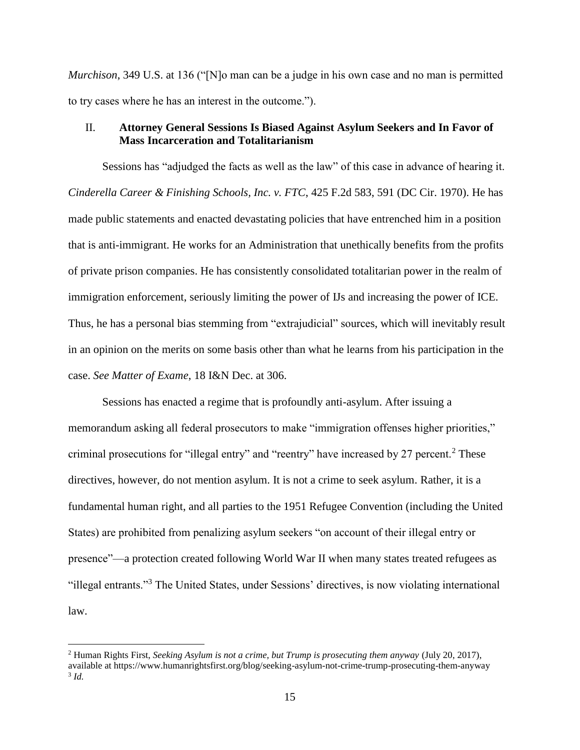*Murchison*, 349 U.S. at 136 ("[N]o man can be a judge in his own case and no man is permitted to try cases where he has an interest in the outcome.").

## II. Attorney General Sessions Is Biased Against Asylum Seekers and In Favor of Mass Incarceration and Totalitarianism

Sessions has "adjudged the facts as well as the law" of this case in advance of hearing it. *Cinderella Career & Finishing Schools, Inc. v. FTC*, 425 F.2d 583, 591 (DC Cir. 1970). He has made public statements and enacted devastating policies that have entrenched him in a position that is anti-immigrant. He works for an Administration that unethically benefits from the profits of private prison companies. He has consistently consolidated totalitarian power in the realm of immigration enforcement, seriously limiting the power of IJs and increasing the power of ICE. Thus, he has a personal bias stemming from "extrajudicial" sources, which will inevitably result in an opinion on the merits on some basis other than what he learns from his participation in the case. *See Matter of Exame*, 18 I&N Dec. at 306.

Sessions has enacted a regime that is profoundly anti-asylum. After issuing a memorandum asking all federal prosecutors to make "immigration offenses higher priorities," criminal prosecutions for "illegal entry" and "reentry" have increased by 27 percent.[2] These directives, however, do not mention asylum. It is not a crime to seek asylum. Rather, it is a fundamental human right, and all parties to the 1951 Refugee Convention (including the United States) are prohibited from penalizing asylum seekers "on account of their illegal entry or presence"—a protection created following World War II when many states treated refugees as "illegal entrants."[3] The United States, under Sessions' directives, is now violating international law.

---

[2] Human Rights First, *Seeking Asylum is not a crime, but Trump is prosecuting them anyway* (July 20, 2017), available at https://www.humanrightsfirst.org/blog/seeking-asylum-not-crime-trump-prosecuting-them-anyway

[3] *Id.*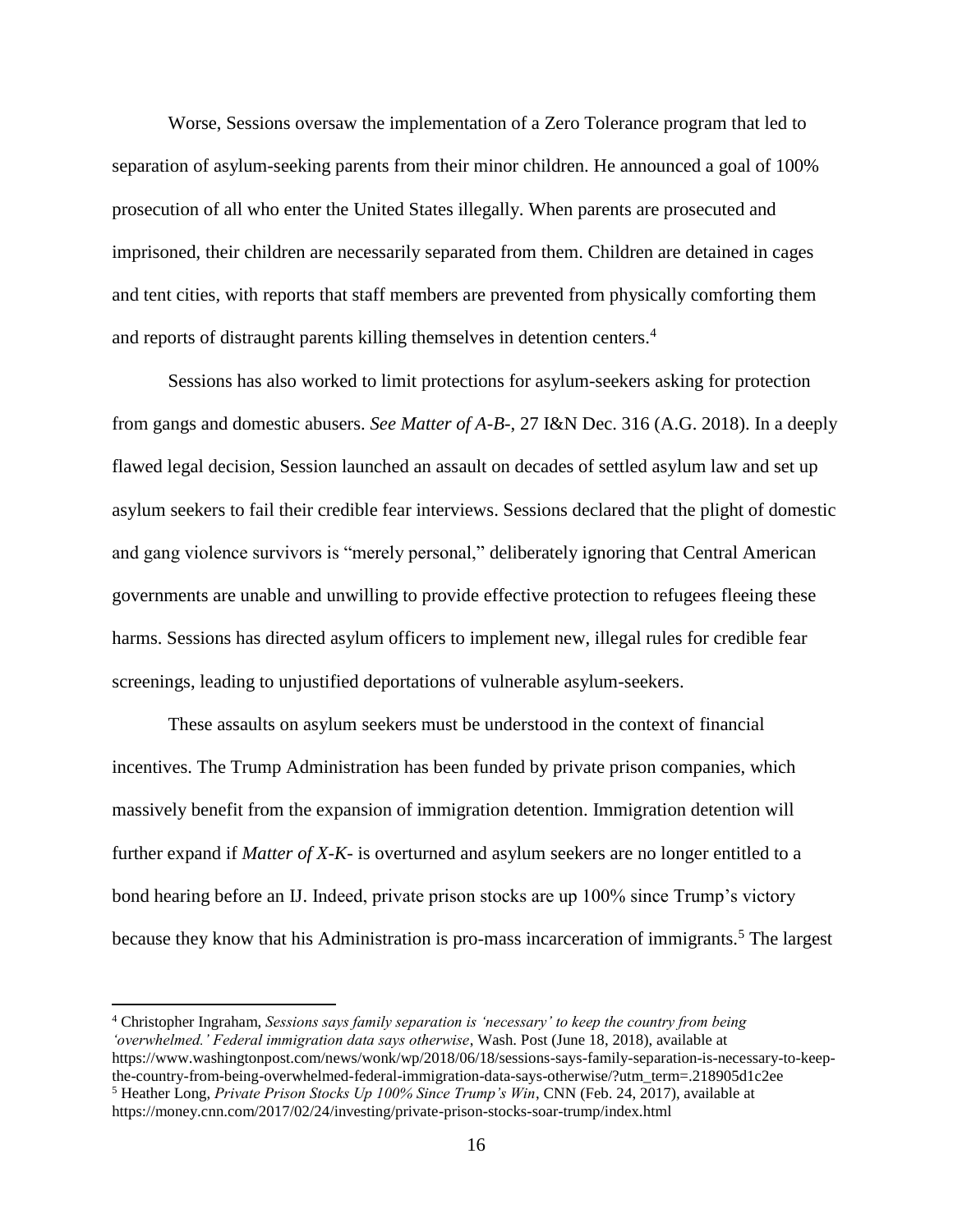Worse, Sessions oversaw the implementation of a Zero Tolerance program that led to separation of asylum-seeking parents from their minor children. He announced a goal of 100% prosecution of all who enter the United States illegally. When parents are prosecuted and imprisoned, their children are necessarily separated from them. Children are detained in cages and tent cities, with reports that staff members are prevented from physically comforting them and reports of distraught parents killing themselves in detention centers.[4]

Sessions has also worked to limit protections for asylum-seekers asking for protection from gangs and domestic abusers. *See Matter of A-B-*, 27 I&N Dec. 316 (A.G. 2018). In a deeply flawed legal decision, Session launched an assault on decades of settled asylum law and set up asylum seekers to fail their credible fear interviews. Sessions declared that the plight of domestic and gang violence survivors is "merely personal," deliberately ignoring that Central American governments are unable and unwilling to provide effective protection to refugees fleeing these harms. Sessions has directed asylum officers to implement new, illegal rules for credible fear screenings, leading to unjustified deportations of vulnerable asylum-seekers.

These assaults on asylum seekers must be understood in the context of financial incentives. The Trump Administration has been funded by private prison companies, which massively benefit from the expansion of immigration detention. Immigration detention will further expand if *Matter of X-K-* is overturned and asylum seekers are no longer entitled to a bond hearing before an IJ. Indeed, private prison stocks are up 100% since Trump's victory because they know that his Administration is pro-mass incarceration of immigrants.[5] The largest

---

[4] Christopher Ingraham, *Sessions says family separation is 'necessary' to keep the country from being 'overwhelmed.' Federal immigration data says otherwise*, Wash. Post (June 18, 2018), available at https://www.washingtonpost.com/news/wonk/wp/2018/06/18/sessions-says-family-separation-is-necessary-to-keep-the-country-from-being-overwhelmed-federal-immigration-data-says-otherwise/?utm_term=.218905d1c2ee

[5] Heather Long, *Private Prison Stocks Up 100% Since Trump's Win*, CNN (Feb. 24, 2017), available at https://money.cnn.com/2017/02/24/investing/private-prison-stocks-soar-trump/index.html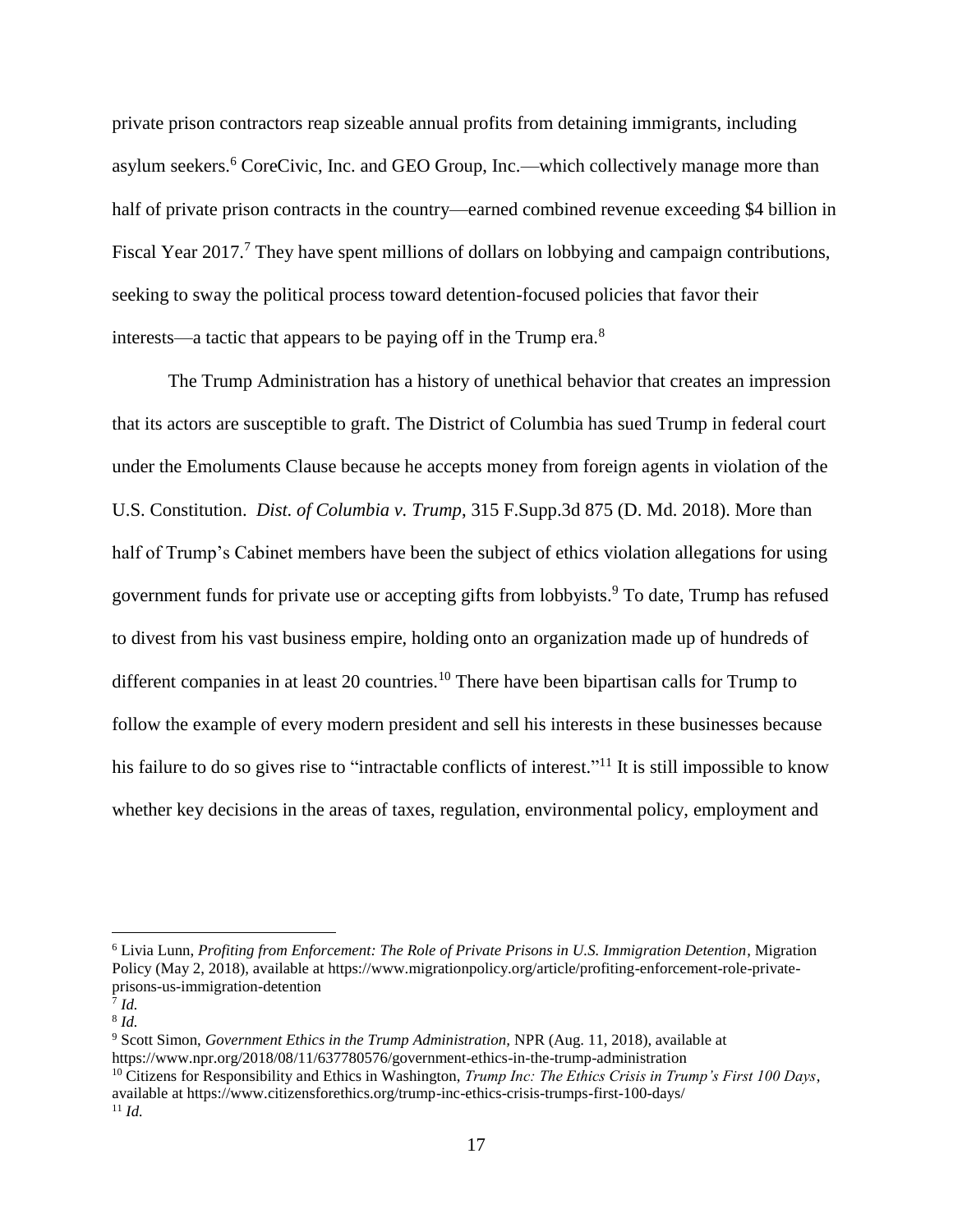private prison contractors reap sizeable annual profits from detaining immigrants, including asylum seekers.[6] CoreCivic, Inc. and GEO Group, Inc.—which collectively manage more than half of private prison contracts in the country—earned combined revenue exceeding $4 billion in Fiscal Year 2017.[7] They have spent millions of dollars on lobbying and campaign contributions, seeking to sway the political process toward detention-focused policies that favor their interests—a tactic that appears to be paying off in the Trump era.[8]

The Trump Administration has a history of unethical behavior that creates an impression that its actors are susceptible to graft. The District of Columbia has sued Trump in federal court under the Emoluments Clause because he accepts money from foreign agents in violation of the U.S. Constitution. *Dist. of Columbia v. Trump*, 315 F.Supp.3d 875 (D. Md. 2018). More than half of Trump's Cabinet members have been the subject of ethics violation allegations for using government funds for private use or accepting gifts from lobbyists.[9] To date, Trump has refused to divest from his vast business empire, holding onto an organization made up of hundreds of different companies in at least 20 countries.[10] There have been bipartisan calls for Trump to follow the example of every modern president and sell his interests in these businesses because his failure to do so gives rise to "intractable conflicts of interest."[11] It is still impossible to know whether key decisions in the areas of taxes, regulation, environmental policy, employment and

---

[6] Livia Lunn, *Profiting from Enforcement: The Role of Private Prisons in U.S. Immigration Detention*, Migration Policy (May 2, 2018), available at https://www.migrationpolicy.org/article/profiting-enforcement-role-private-prisons-us-immigration-detention

[7] *Id.*

[8] *Id.*

[9] Scott Simon, *Government Ethics in the Trump Administration*, NPR (Aug. 11, 2018), available at https://www.npr.org/2018/08/11/637780576/government-ethics-in-the-trump-administration

[10] Citizens for Responsibility and Ethics in Washington, *Trump Inc: The Ethics Crisis in Trump's First 100 Days*, available at https://www.citizensforethics.org/trump-inc-ethics-crisis-trumps-first-100-days/

[11] *Id.*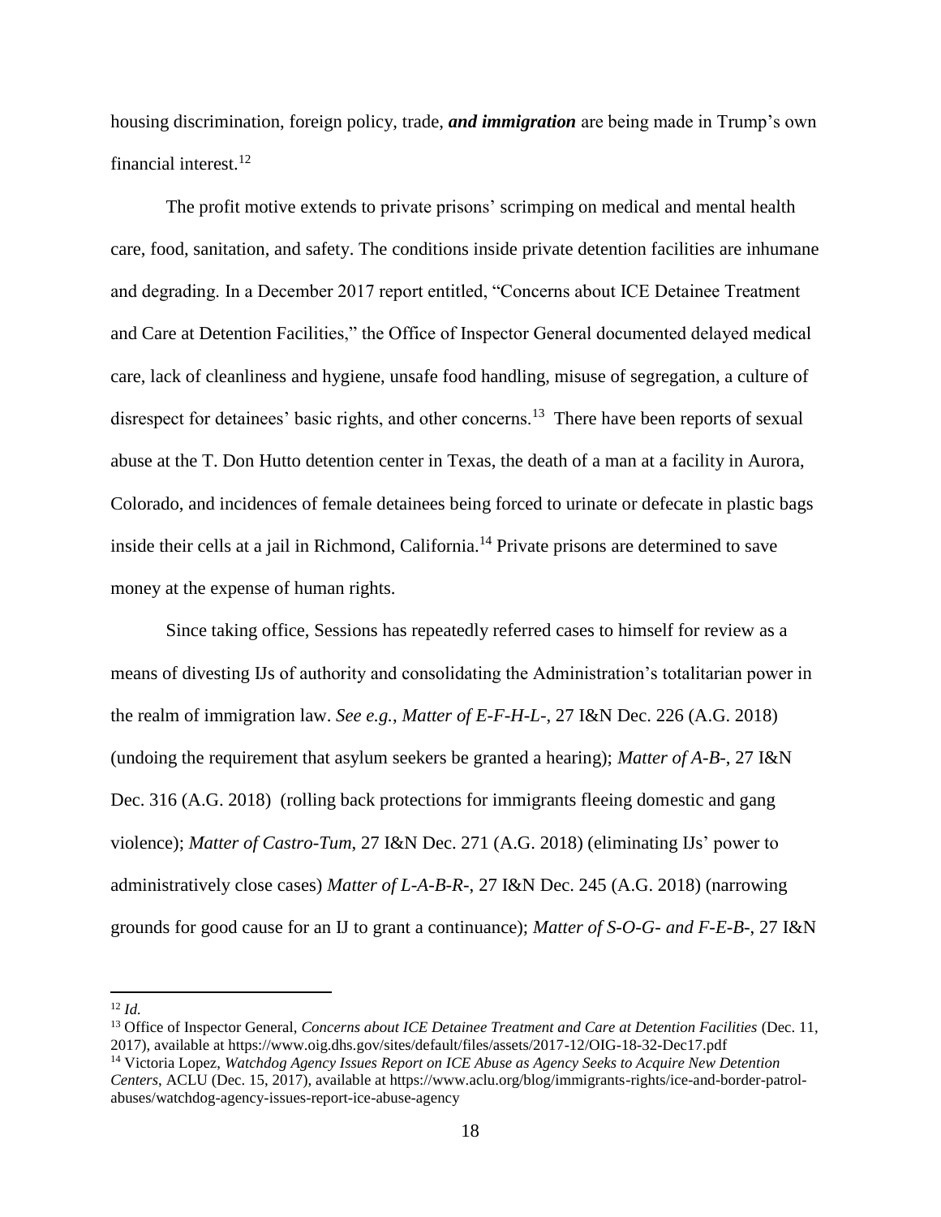housing discrimination, foreign policy, trade, ***and immigration*** are being made in Trump's own financial interest.[12]

The profit motive extends to private prisons' scrimping on medical and mental health care, food, sanitation, and safety. The conditions inside private detention facilities are inhumane and degrading. In a December 2017 report entitled, "Concerns about ICE Detainee Treatment and Care at Detention Facilities," the Office of Inspector General documented delayed medical care, lack of cleanliness and hygiene, unsafe food handling, misuse of segregation, a culture of disrespect for detainees' basic rights, and other concerns.[13] There have been reports of sexual abuse at the T. Don Hutto detention center in Texas, the death of a man at a facility in Aurora, Colorado, and incidences of female detainees being forced to urinate or defecate in plastic bags inside their cells at a jail in Richmond, California.[14] Private prisons are determined to save money at the expense of human rights.

Since taking office, Sessions has repeatedly referred cases to himself for review as a means of divesting IJs of authority and consolidating the Administration's totalitarian power in the realm of immigration law. *See e.g.*, *Matter of E-F-H-L-*, 27 I&N Dec. 226 (A.G. 2018) (undoing the requirement that asylum seekers be granted a hearing); *Matter of A-B-*, 27 I&N Dec. 316 (A.G. 2018) (rolling back protections for immigrants fleeing domestic and gang violence); *Matter of Castro-Tum*, 27 I&N Dec. 271 (A.G. 2018) (eliminating IJs' power to administratively close cases) *Matter of L-A-B-R-*, 27 I&N Dec. 245 (A.G. 2018) (narrowing grounds for good cause for an IJ to grant a continuance); *Matter of S-O-G- and F-E-B-*, 27 I&N

---

[12] *Id.*

[13] Office of Inspector General, *Concerns about ICE Detainee Treatment and Care at Detention Facilities* (Dec. 11, 2017), available at https://www.oig.dhs.gov/sites/default/files/assets/2017-12/OIG-18-32-Dec17.pdf

[14] Victoria Lopez, *Watchdog Agency Issues Report on ICE Abuse as Agency Seeks to Acquire New Detention Centers*, ACLU (Dec. 15, 2017), available at https://www.aclu.org/blog/immigrants-rights/ice-and-border-patrol-abuses/watchdog-agency-issues-report-ice-abuse-agency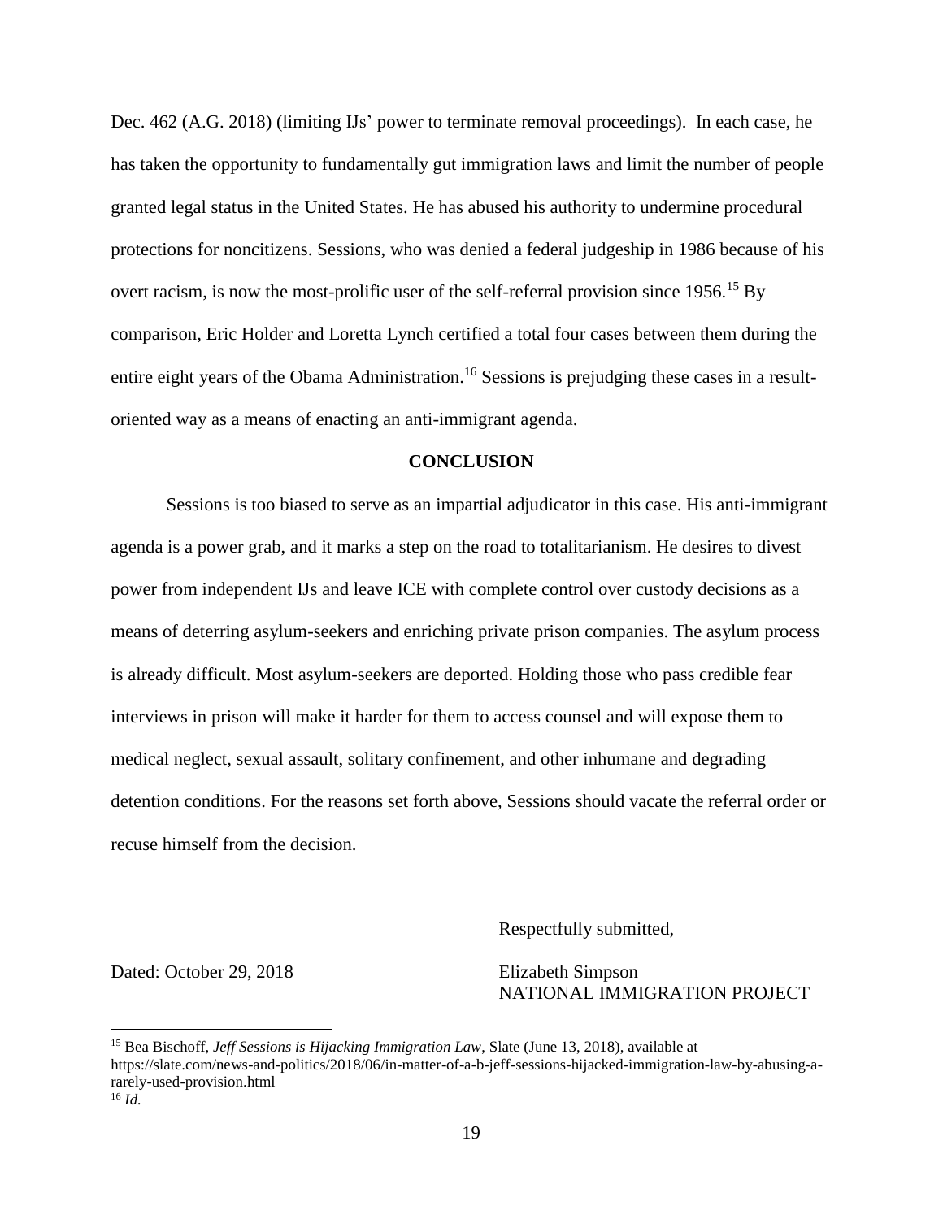Dec. 462 (A.G. 2018) (limiting IJs' power to terminate removal proceedings). In each case, he has taken the opportunity to fundamentally gut immigration laws and limit the number of people granted legal status in the United States. He has abused his authority to undermine procedural protections for noncitizens. Sessions, who was denied a federal judgeship in 1986 because of his overt racism, is now the most-prolific user of the self-referral provision since 1956.[15] By comparison, Eric Holder and Loretta Lynch certified a total four cases between them during the entire eight years of the Obama Administration.[16] Sessions is prejudging these cases in a result-oriented way as a means of enacting an anti-immigrant agenda.

**CONCLUSION**

Sessions is too biased to serve as an impartial adjudicator in this case. His anti-immigrant agenda is a power grab, and it marks a step on the road to totalitarianism. He desires to divest power from independent IJs and leave ICE with complete control over custody decisions as a means of deterring asylum-seekers and enriching private prison companies. The asylum process is already difficult. Most asylum-seekers are deported. Holding those who pass credible fear interviews in prison will make it harder for them to access counsel and will expose them to medical neglect, sexual assault, solitary confinement, and other inhumane and degrading detention conditions. For the reasons set forth above, Sessions should vacate the referral order or recuse himself from the decision.

Respectfully submitted,

Dated: October 29, 2018

Elizabeth Simpson
NATIONAL IMMIGRATION PROJECT

---

[15] Bea Bischoff, *Jeff Sessions is Hijacking Immigration Law*, Slate (June 13, 2018), available at https://slate.com/news-and-politics/2018/06/in-matter-of-a-b-jeff-sessions-hijacked-immigration-law-by-abusing-a-rarely-used-provision.html

[16] *Id.*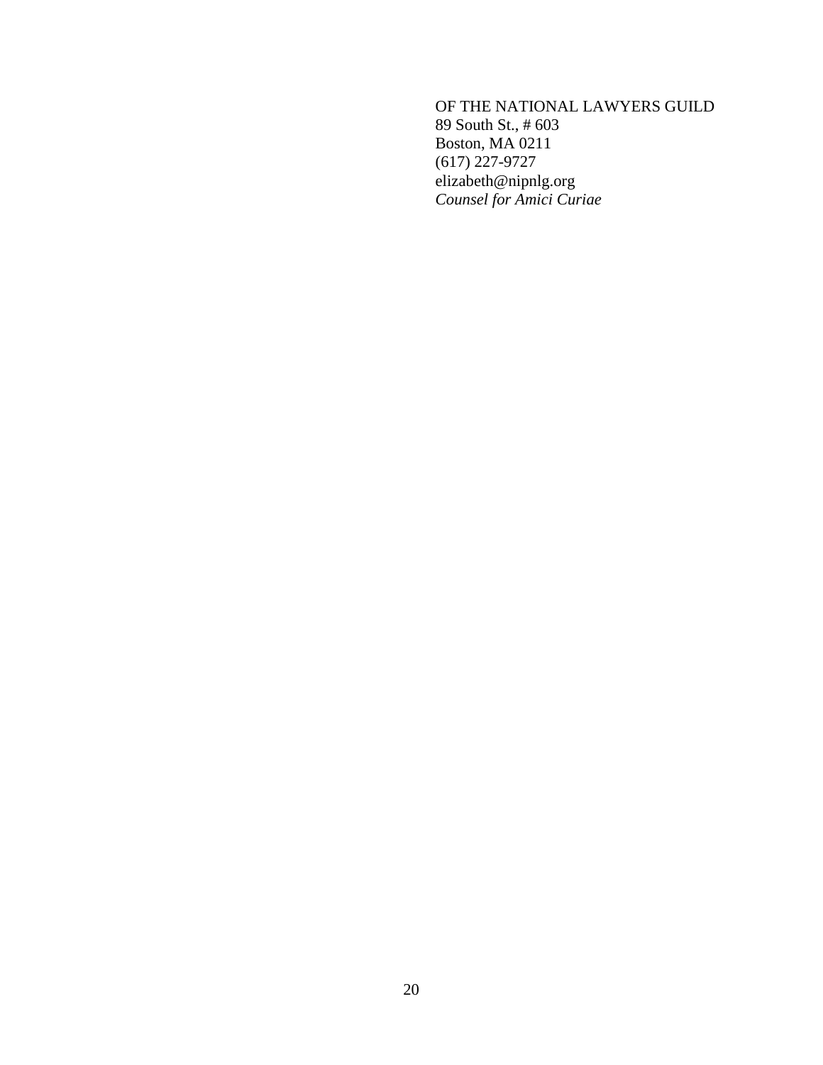OF THE NATIONAL LAWYERS GUILD
89 South St., # 603
Boston, MA 0211
(617) 227-9727
elizabeth@nipnlg.org
*Counsel for Amici Curiae*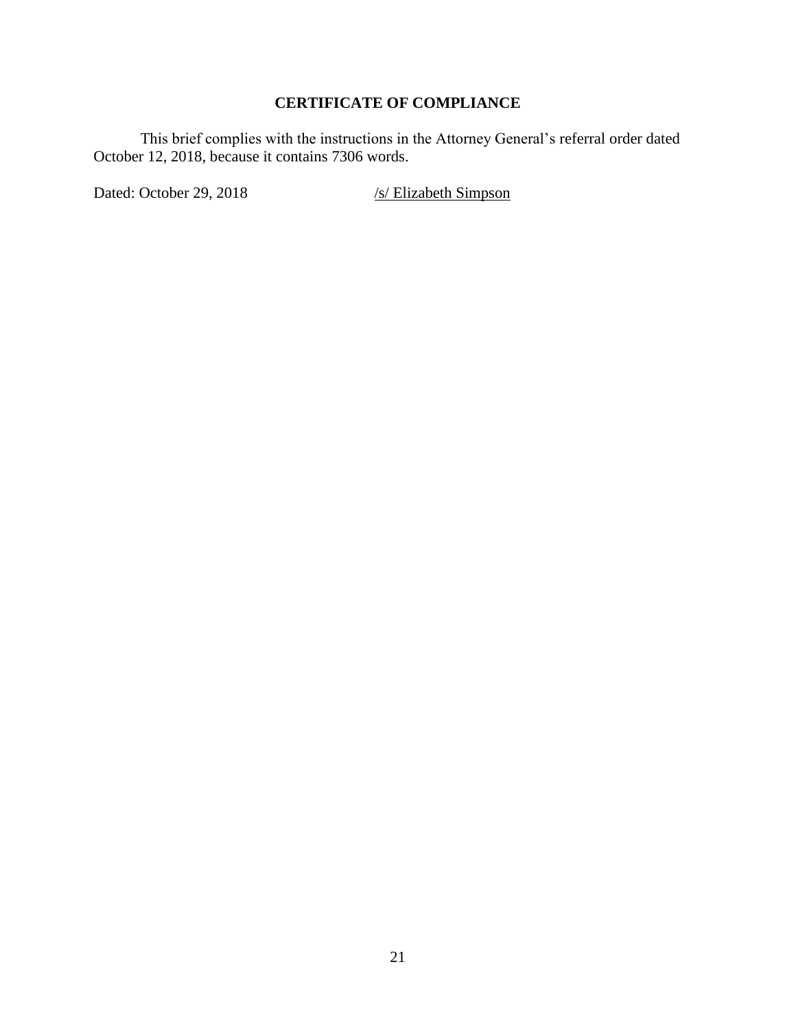## CERTIFICATE OF COMPLIANCE

This brief complies with the instructions in the Attorney General's referral order dated October 12, 2018, because it contains 7306 words.

Dated: October 29, 2018 /s/ Elizabeth Simpson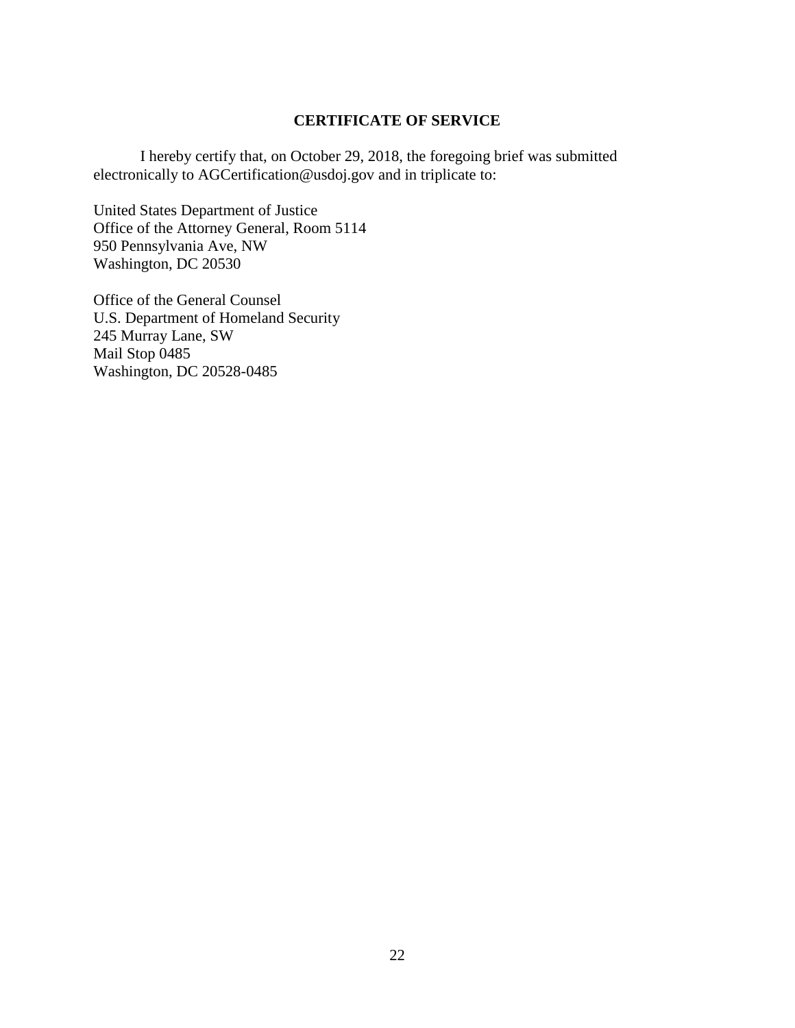## CERTIFICATE OF SERVICE

I hereby certify that, on October 29, 2018, the foregoing brief was submitted electronically to AGCertification@usdoj.gov and in triplicate to:

United States Department of Justice
Office of the Attorney General, Room 5114
950 Pennsylvania Ave, NW
Washington, DC 20530

Office of the General Counsel
U.S. Department of Homeland Security
245 Murray Lane, SW
Mail Stop 0485
Washington, DC 20528-0485